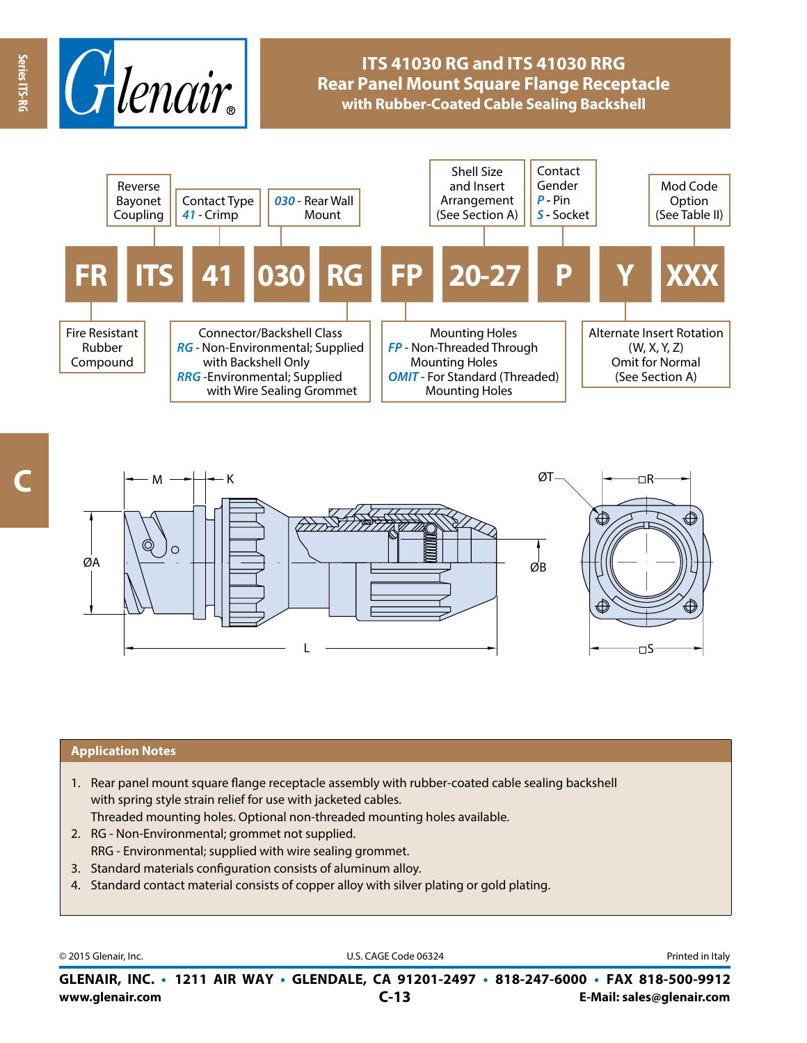# ITS 41030 RG and ITS 41030 RRG
## Rear Panel Mount Square Flange Receptacle
### with Rubber-Coated Cable Sealing Backshell

**FR ITS 41 030 RG FP 20-27 P Y XXX**

- **FR** – Fire Resistant Rubber Compound
- **ITS** – Reverse Bayonet Coupling
- **41** – Contact Type: *41* - Crimp
- **030** – *030* - Rear Wall Mount
- **RG** – Connector/Backshell Class
  - *RG* - Non-Environmental; Supplied with Backshell Only
  - *RRG* - Environmental; Supplied with Wire Sealing Grommet
- **FP** – Mounting Holes
  - *FP* - Non-Threaded Through Mounting Holes
  - *OMIT* - For Standard (Threaded) Mounting Holes
- **20-27** – Shell Size and Insert Arrangement (See Section A)
- **P** – Contact Gender: *P* - Pin, *S* - Socket
- **Y** – Alternate Insert Rotation (W, X, Y, Z) Omit for Normal (See Section A)
- **XXX** – Mod Code Option (See Table II)

M, K, ØA, ØB, L, ØT, □R, □S

## Application Notes

1. Rear panel mount square flange receptacle assembly with rubber-coated cable sealing backshell with spring style strain relief for use with jacketed cables.
   Threaded mounting holes. Optional non-threaded mounting holes available.
2. RG - Non-Environmental; grommet not supplied.
   RRG - Environmental; supplied with wire sealing grommet.
3. Standard materials configuration consists of aluminum alloy.
4. Standard contact material consists of copper alloy with silver plating or gold plating.

© 2015 Glenair, Inc. U.S. CAGE Code 06324 Printed in Italy

**GLENAIR, INC. • 1211 AIR WAY • GLENDALE, CA 91201-2497 • 818-247-6000 • FAX 818-500-9912**
**www.glenair.com** **E-Mail: sales@glenair.com**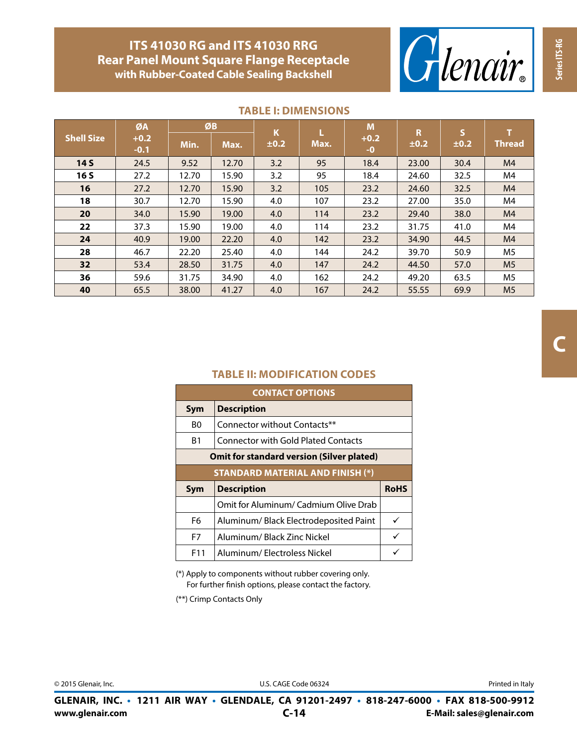# ITS 41030 RG and ITS 41030 RRG Rear Panel Mount Square Flange Receptacle with Rubber-Coated Cable Sealing Backshell

## TABLE I: DIMENSIONS

| Shell Size | ØA +0.2 -0.1 | ØB | | K ±0.2 | L Max. | M +0.2 -0 | R ±0.2 | S ±0.2 | T Thread |
|---|---|---|---|---|---|---|---|---|---|
| | | Min. | Max. | | | | | | |
| **14 S** | 24.5 | 9.52 | 12.70 | 3.2 | 95 | 18.4 | 23.00 | 30.4 | M4 |
| **16 S** | 27.2 | 12.70 | 15.90 | 3.2 | 95 | 18.4 | 24.60 | 32.5 | M4 |
| **16** | 27.2 | 12.70 | 15.90 | 3.2 | 105 | 23.2 | 24.60 | 32.5 | M4 |
| **18** | 30.7 | 12.70 | 15.90 | 4.0 | 107 | 23.2 | 27.00 | 35.0 | M4 |
| **20** | 34.0 | 15.90 | 19.00 | 4.0 | 114 | 23.2 | 29.40 | 38.0 | M4 |
| **22** | 37.3 | 15.90 | 19.00 | 4.0 | 114 | 23.2 | 31.75 | 41.0 | M4 |
| **24** | 40.9 | 19.00 | 22.20 | 4.0 | 142 | 23.2 | 34.90 | 44.5 | M4 |
| **28** | 46.7 | 22.20 | 25.40 | 4.0 | 144 | 24.2 | 39.70 | 50.9 | M5 |
| **32** | 53.4 | 28.50 | 31.75 | 4.0 | 147 | 24.2 | 44.50 | 57.0 | M5 |
| **36** | 59.6 | 31.75 | 34.90 | 4.0 | 162 | 24.2 | 49.20 | 63.5 | M5 |
| **40** | 65.5 | 38.00 | 41.27 | 4.0 | 167 | 24.2 | 55.55 | 69.9 | M5 |

## TABLE II: MODIFICATION CODES

| CONTACT OPTIONS | | |
|---|---|---|
| **Sym** | **Description** | |
| B0 | Connector without Contacts** | |
| B1 | Connector with Gold Plated Contacts | |
| **Omit for standard version (Silver plated)** | | |
| **STANDARD MATERIAL AND FINISH (*)** | | |
| **Sym** | **Description** | **RoHS** |
| | Omit for Aluminum/ Cadmium Olive Drab | |
| F6 | Aluminum/ Black Electrodeposited Paint | ✓ |
| F7 | Aluminum/ Black Zinc Nickel | ✓ |
| F11 | Aluminum/ Electroless Nickel | ✓ |

(*) Apply to components without rubber covering only.
For further finish options, please contact the factory.

(**) Crimp Contacts Only